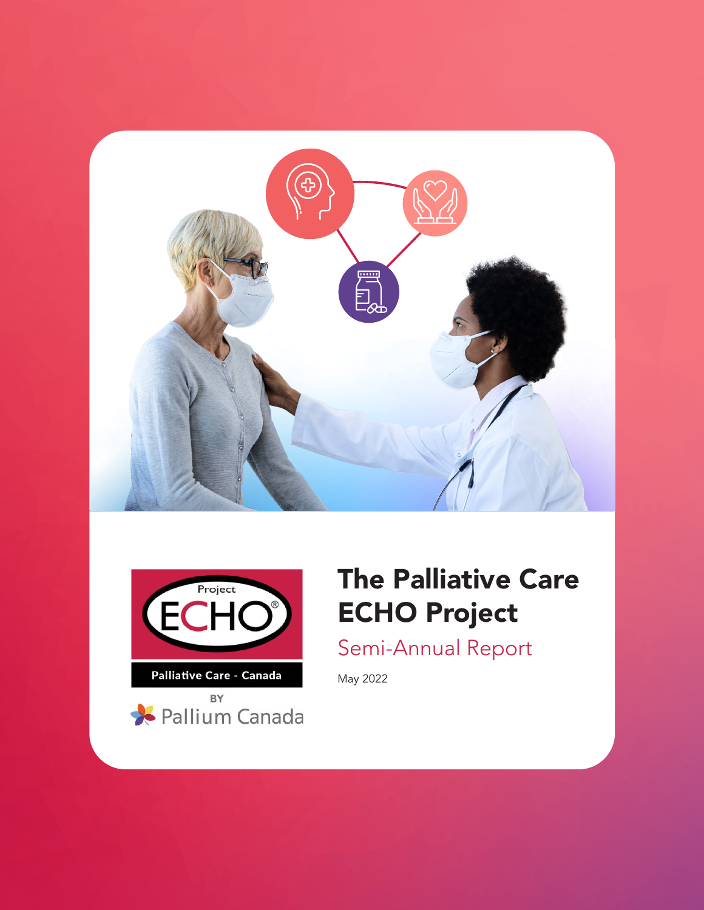Project ECHO®

Palliative Care - Canada

BY

Pallium Canada

# The Palliative Care ECHO Project

## Semi-Annual Report

May 2022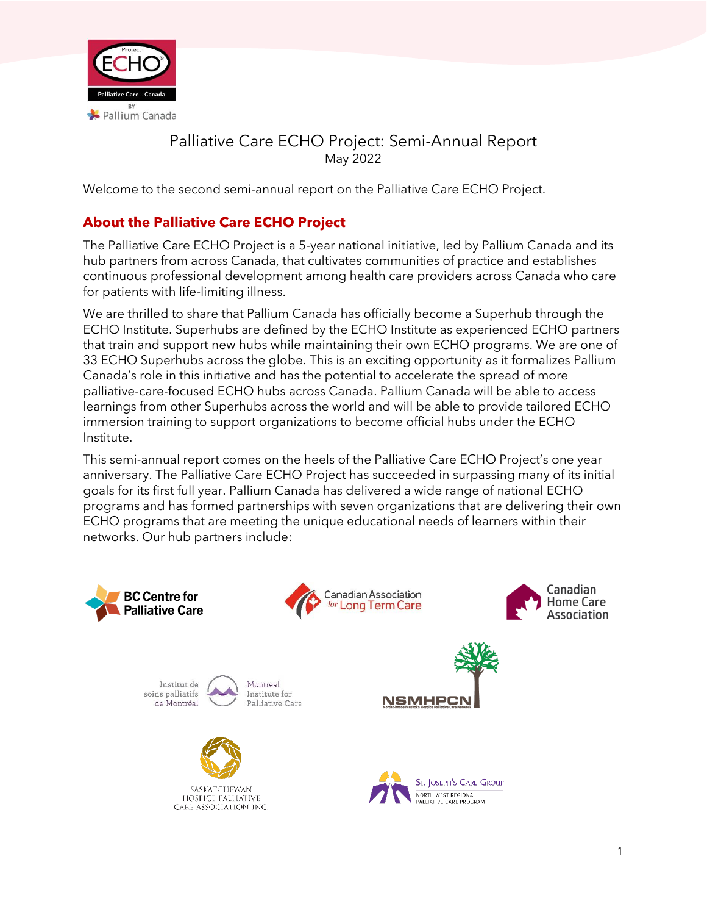# Palliative Care ECHO Project: Semi-Annual Report

May 2022

Welcome to the second semi-annual report on the Palliative Care ECHO Project.

## About the Palliative Care ECHO Project

The Palliative Care ECHO Project is a 5-year national initiative, led by Pallium Canada and its hub partners from across Canada, that cultivates communities of practice and establishes continuous professional development among health care providers across Canada who care for patients with life-limiting illness.

We are thrilled to share that Pallium Canada has officially become a Superhub through the ECHO Institute. Superhubs are defined by the ECHO Institute as experienced ECHO partners that train and support new hubs while maintaining their own ECHO programs. We are one of 33 ECHO Superhubs across the globe. This is an exciting opportunity as it formalizes Pallium Canada's role in this initiative and has the potential to accelerate the spread of more palliative-care-focused ECHO hubs across Canada. Pallium Canada will be able to access learnings from other Superhubs across the world and will be able to provide tailored ECHO immersion training to support organizations to become official hubs under the ECHO Institute.

This semi-annual report comes on the heels of the Palliative Care ECHO Project's one year anniversary. The Palliative Care ECHO Project has succeeded in surpassing many of its initial goals for its first full year. Pallium Canada has delivered a wide range of national ECHO programs and has formed partnerships with seven organizations that are delivering their own ECHO programs that are meeting the unique educational needs of learners within their networks. Our hub partners include: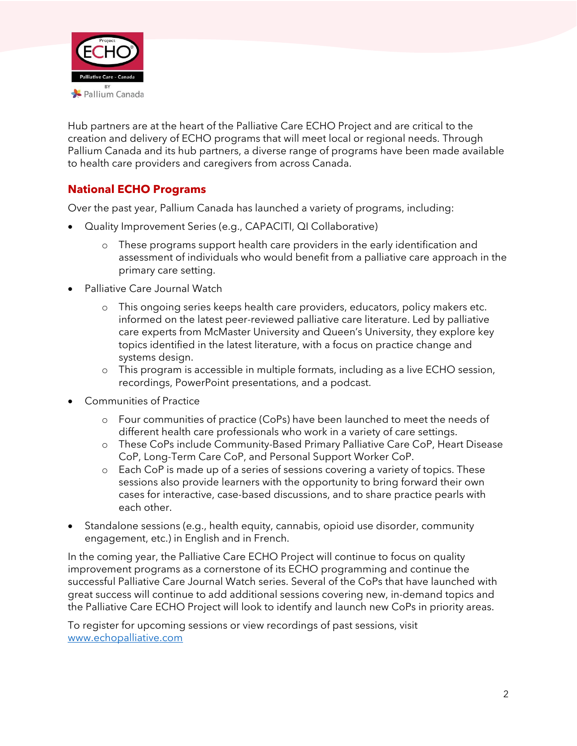Hub partners are at the heart of the Palliative Care ECHO Project and are critical to the creation and delivery of ECHO programs that will meet local or regional needs. Through Pallium Canada and its hub partners, a diverse range of programs have been made available to health care providers and caregivers from across Canada.

## National ECHO Programs

Over the past year, Pallium Canada has launched a variety of programs, including:

- Quality Improvement Series (e.g., CAPACITI, QI Collaborative)
  - These programs support health care providers in the early identification and assessment of individuals who would benefit from a palliative care approach in the primary care setting.
- Palliative Care Journal Watch
  - This ongoing series keeps health care providers, educators, policy makers etc. informed on the latest peer-reviewed palliative care literature. Led by palliative care experts from McMaster University and Queen's University, they explore key topics identified in the latest literature, with a focus on practice change and systems design.
  - This program is accessible in multiple formats, including as a live ECHO session, recordings, PowerPoint presentations, and a podcast.
- Communities of Practice
  - Four communities of practice (CoPs) have been launched to meet the needs of different health care professionals who work in a variety of care settings.
  - These CoPs include Community-Based Primary Palliative Care CoP, Heart Disease CoP, Long-Term Care CoP, and Personal Support Worker CoP.
  - Each CoP is made up of a series of sessions covering a variety of topics. These sessions also provide learners with the opportunity to bring forward their own cases for interactive, case-based discussions, and to share practice pearls with each other.
- Standalone sessions (e.g., health equity, cannabis, opioid use disorder, community engagement, etc.) in English and in French.

In the coming year, the Palliative Care ECHO Project will continue to focus on quality improvement programs as a cornerstone of its ECHO programming and continue the successful Palliative Care Journal Watch series. Several of the CoPs that have launched with great success will continue to add additional sessions covering new, in-demand topics and the Palliative Care ECHO Project will look to identify and launch new CoPs in priority areas.

To register for upcoming sessions or view recordings of past sessions, visit [www.echopalliative.com](http://www.echopalliative.com)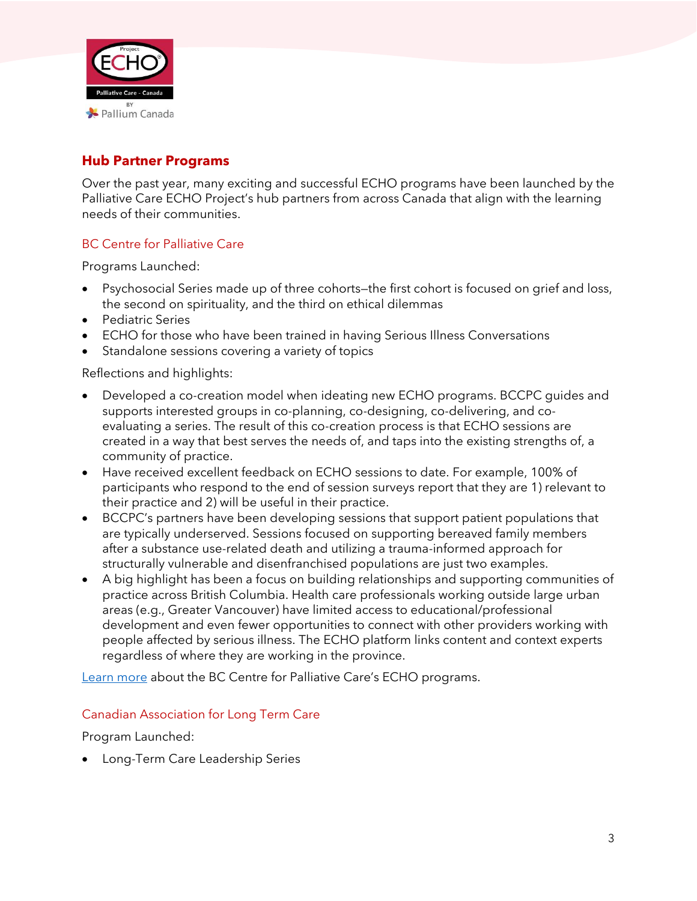## Hub Partner Programs

Over the past year, many exciting and successful ECHO programs have been launched by the Palliative Care ECHO Project's hub partners from across Canada that align with the learning needs of their communities.

### BC Centre for Palliative Care

Programs Launched:

- Psychosocial Series made up of three cohorts–the first cohort is focused on grief and loss, the second on spirituality, and the third on ethical dilemmas
- Pediatric Series
- ECHO for those who have been trained in having Serious Illness Conversations
- Standalone sessions covering a variety of topics

Reflections and highlights:

- Developed a co-creation model when ideating new ECHO programs. BCCPC guides and supports interested groups in co-planning, co-designing, co-delivering, and co-evaluating a series. The result of this co-creation process is that ECHO sessions are created in a way that best serves the needs of, and taps into the existing strengths of, a community of practice.
- Have received excellent feedback on ECHO sessions to date. For example, 100% of participants who respond to the end of session surveys report that they are 1) relevant to their practice and 2) will be useful in their practice.
- BCCPC's partners have been developing sessions that support patient populations that are typically underserved. Sessions focused on supporting bereaved family members after a substance use-related death and utilizing a trauma-informed approach for structurally vulnerable and disenfranchised populations are just two examples.
- A big highlight has been a focus on building relationships and supporting communities of practice across British Columbia. Health care professionals working outside large urban areas (e.g., Greater Vancouver) have limited access to educational/professional development and even fewer opportunities to connect with other providers working with people affected by serious illness. The ECHO platform links content and context experts regardless of where they are working in the province.

Learn more about the BC Centre for Palliative Care's ECHO programs.

### Canadian Association for Long Term Care

Program Launched:

- Long-Term Care Leadership Series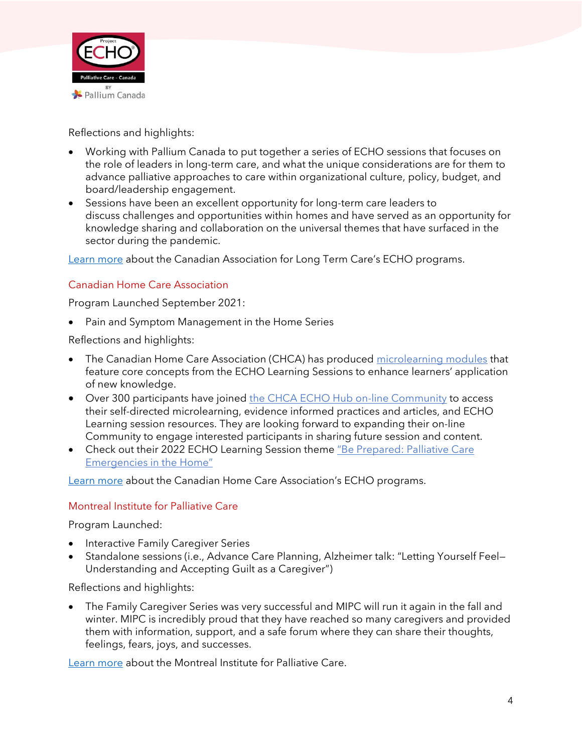Reflections and highlights:

- Working with Pallium Canada to put together a series of ECHO sessions that focuses on the role of leaders in long-term care, and what the unique considerations are for them to advance palliative approaches to care within organizational culture, policy, budget, and board/leadership engagement.
- Sessions have been an excellent opportunity for long-term care leaders to discuss challenges and opportunities within homes and have served as an opportunity for knowledge sharing and collaboration on the universal themes that have surfaced in the sector during the pandemic.

Learn more about the Canadian Association for Long Term Care's ECHO programs.

### Canadian Home Care Association

Program Launched September 2021:

- Pain and Symptom Management in the Home Series

Reflections and highlights:

- The Canadian Home Care Association (CHCA) has produced microlearning modules that feature core concepts from the ECHO Learning Sessions to enhance learners' application of new knowledge.
- Over 300 participants have joined the CHCA ECHO Hub on-line Community to access their self-directed microlearning, evidence informed practices and articles, and ECHO Learning session resources. They are looking forward to expanding their on-line Community to engage interested participants in sharing future session and content.
- Check out their 2022 ECHO Learning Session theme "Be Prepared: Palliative Care Emergencies in the Home"

Learn more about the Canadian Home Care Association's ECHO programs.

### Montreal Institute for Palliative Care

Program Launched:

- Interactive Family Caregiver Series
- Standalone sessions (i.e., Advance Care Planning, Alzheimer talk: "Letting Yourself Feel– Understanding and Accepting Guilt as a Caregiver")

Reflections and highlights:

- The Family Caregiver Series was very successful and MIPC will run it again in the fall and winter. MIPC is incredibly proud that they have reached so many caregivers and provided them with information, support, and a safe forum where they can share their thoughts, feelings, fears, joys, and successes.

Learn more about the Montreal Institute for Palliative Care.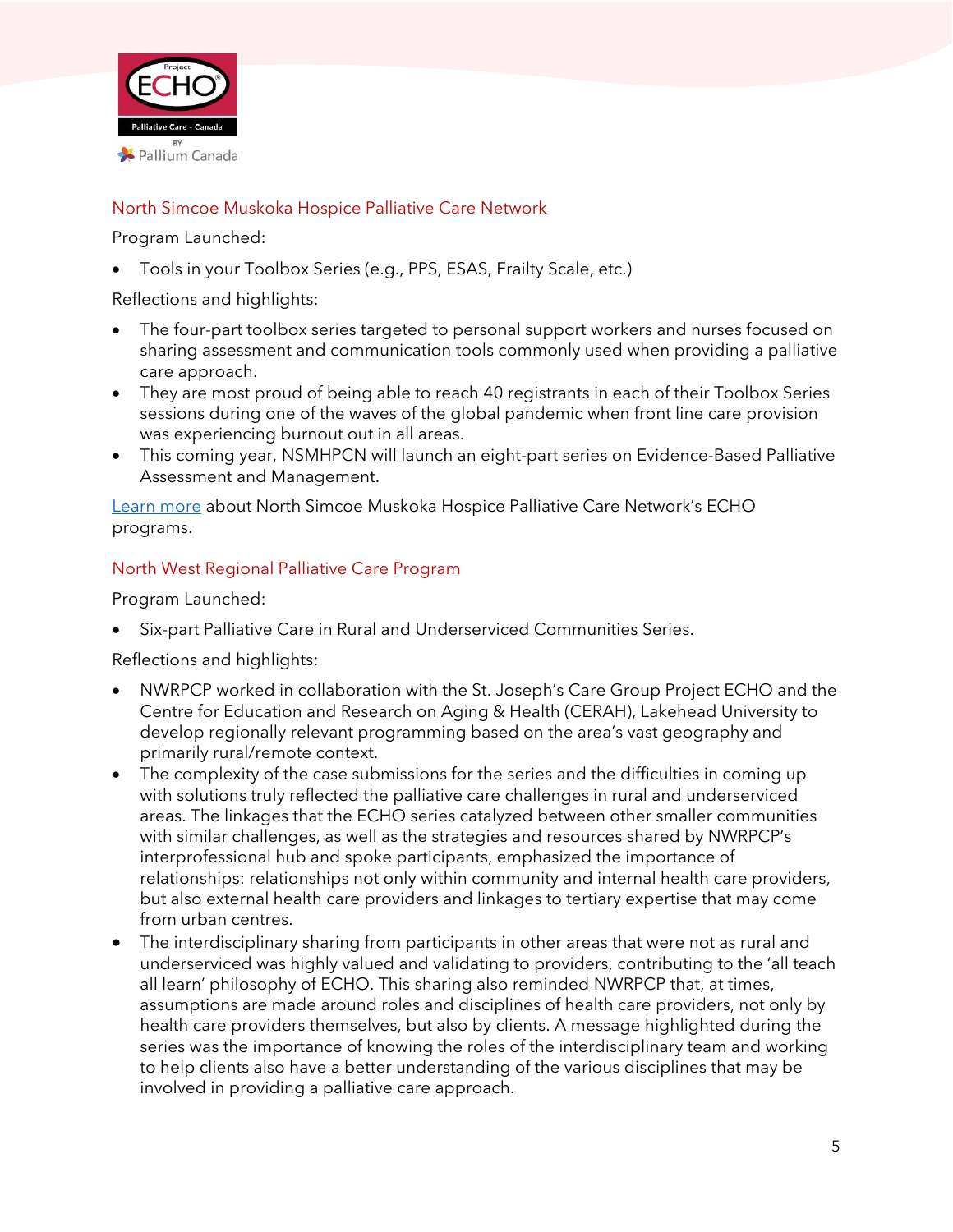## North Simcoe Muskoka Hospice Palliative Care Network

Program Launched:

- Tools in your Toolbox Series (e.g., PPS, ESAS, Frailty Scale, etc.)

Reflections and highlights:

- The four-part toolbox series targeted to personal support workers and nurses focused on sharing assessment and communication tools commonly used when providing a palliative care approach.
- They are most proud of being able to reach 40 registrants in each of their Toolbox Series sessions during one of the waves of the global pandemic when front line care provision was experiencing burnout out in all areas.
- This coming year, NSMHPCN will launch an eight-part series on Evidence-Based Palliative Assessment and Management.

Learn more about North Simcoe Muskoka Hospice Palliative Care Network's ECHO programs.

## North West Regional Palliative Care Program

Program Launched:

- Six-part Palliative Care in Rural and Underserviced Communities Series.

Reflections and highlights:

- NWRPCP worked in collaboration with the St. Joseph's Care Group Project ECHO and the Centre for Education and Research on Aging & Health (CERAH), Lakehead University to develop regionally relevant programming based on the area's vast geography and primarily rural/remote context.
- The complexity of the case submissions for the series and the difficulties in coming up with solutions truly reflected the palliative care challenges in rural and underserviced areas. The linkages that the ECHO series catalyzed between other smaller communities with similar challenges, as well as the strategies and resources shared by NWRPCP's interprofessional hub and spoke participants, emphasized the importance of relationships: relationships not only within community and internal health care providers, but also external health care providers and linkages to tertiary expertise that may come from urban centres.
- The interdisciplinary sharing from participants in other areas that were not as rural and underserviced was highly valued and validating to providers, contributing to the 'all teach all learn' philosophy of ECHO. This sharing also reminded NWRPCP that, at times, assumptions are made around roles and disciplines of health care providers, not only by health care providers themselves, but also by clients. A message highlighted during the series was the importance of knowing the roles of the interdisciplinary team and working to help clients also have a better understanding of the various disciplines that may be involved in providing a palliative care approach.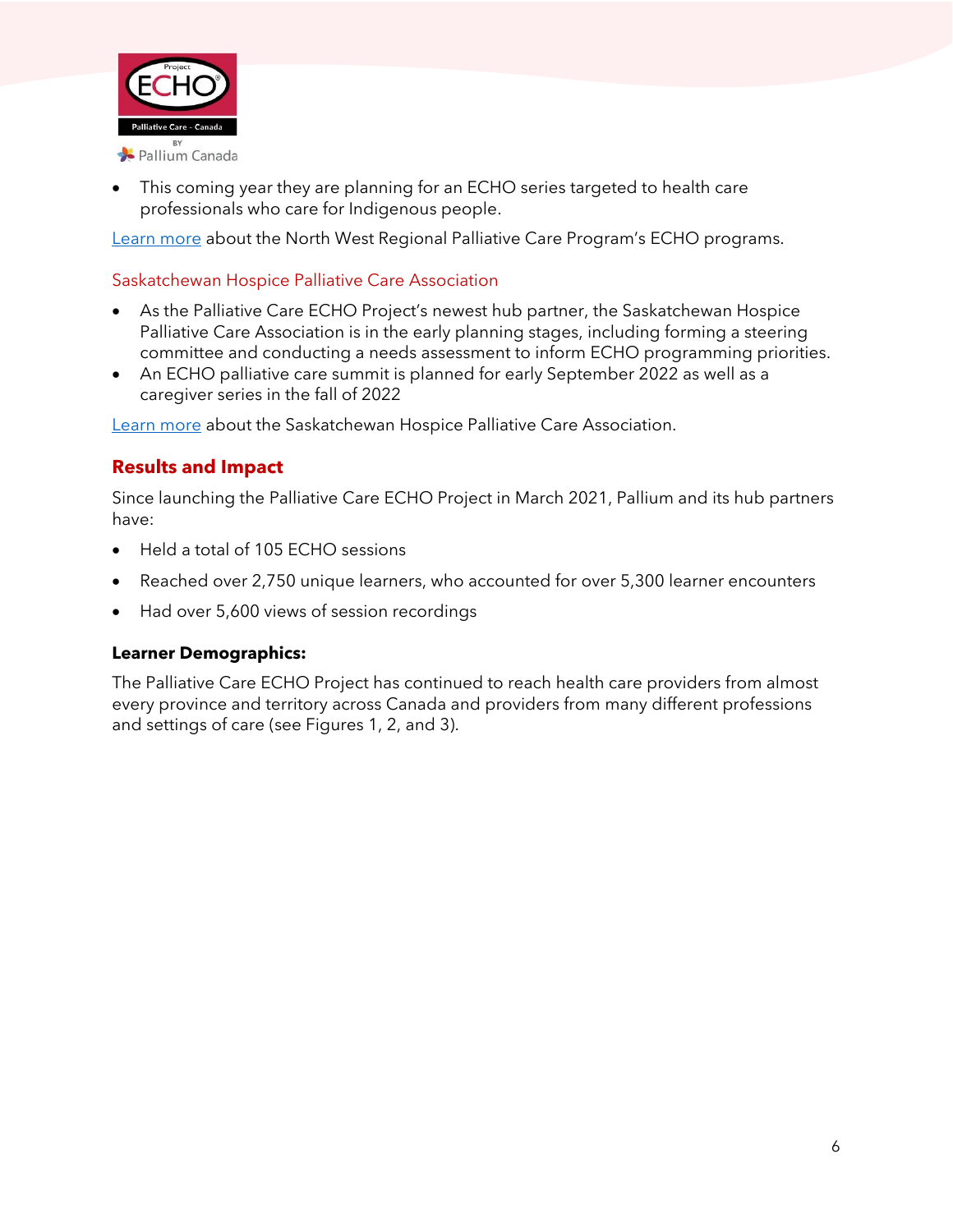- This coming year they are planning for an ECHO series targeted to health care professionals who care for Indigenous people.

Learn more about the North West Regional Palliative Care Program's ECHO programs.

### Saskatchewan Hospice Palliative Care Association

- As the Palliative Care ECHO Project's newest hub partner, the Saskatchewan Hospice Palliative Care Association is in the early planning stages, including forming a steering committee and conducting a needs assessment to inform ECHO programming priorities.
- An ECHO palliative care summit is planned for early September 2022 as well as a caregiver series in the fall of 2022

Learn more about the Saskatchewan Hospice Palliative Care Association.

## Results and Impact

Since launching the Palliative Care ECHO Project in March 2021, Pallium and its hub partners have:

- Held a total of 105 ECHO sessions
- Reached over 2,750 unique learners, who accounted for over 5,300 learner encounters
- Had over 5,600 views of session recordings

**Learner Demographics:**

The Palliative Care ECHO Project has continued to reach health care providers from almost every province and territory across Canada and providers from many different professions and settings of care (see Figures 1, 2, and 3).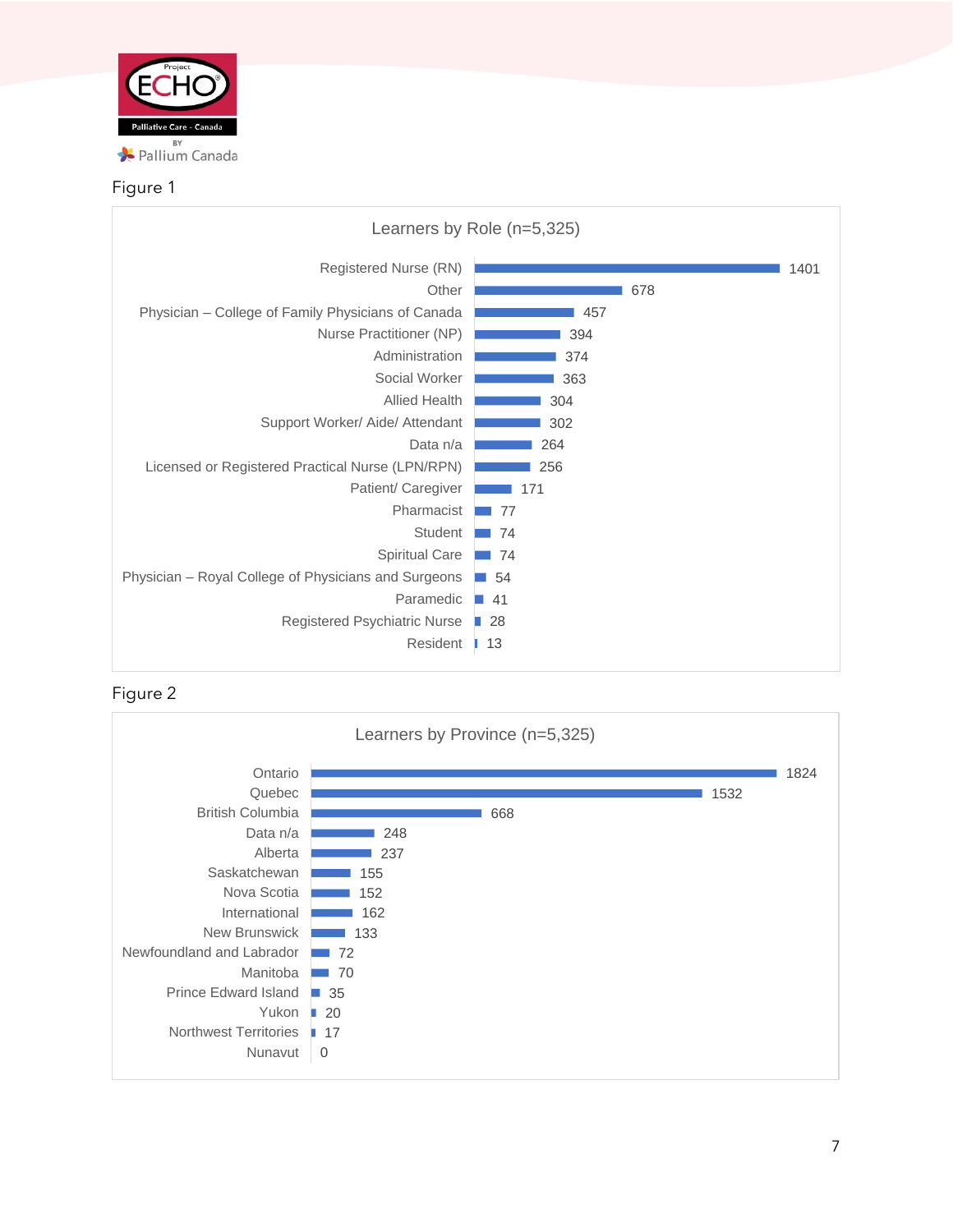Figure 1

**Learners by Role (n=5,325)**

| Role | Learners |
|---|---|
| Registered Nurse (RN) | 1401 |
| Other | 678 |
| Physician – College of Family Physicians of Canada | 457 |
| Nurse Practitioner (NP) | 394 |
| Administration | 374 |
| Social Worker | 363 |
| Allied Health | 304 |
| Support Worker/ Aide/ Attendant | 302 |
| Data n/a | 264 |
| Licensed or Registered Practical Nurse (LPN/RPN) | 256 |
| Patient/ Caregiver | 171 |
| Pharmacist | 77 |
| Student | 74 |
| Spiritual Care | 74 |
| Physician – Royal College of Physicians and Surgeons | 54 |
| Paramedic | 41 |
| Registered Psychiatric Nurse | 28 |
| Resident | 13 |

Figure 2

**Learners by Province (n=5,325)**

| Province | Learners |
|---|---|
| Ontario | 1824 |
| Quebec | 1532 |
| British Columbia | 668 |
| Data n/a | 248 |
| Alberta | 237 |
| Saskatchewan | 155 |
| Nova Scotia | 152 |
| International | 162 |
| New Brunswick | 133 |
| Newfoundland and Labrador | 72 |
| Manitoba | 70 |
| Prince Edward Island | 35 |
| Yukon | 20 |
| Northwest Territories | 17 |
| Nunavut | 0 |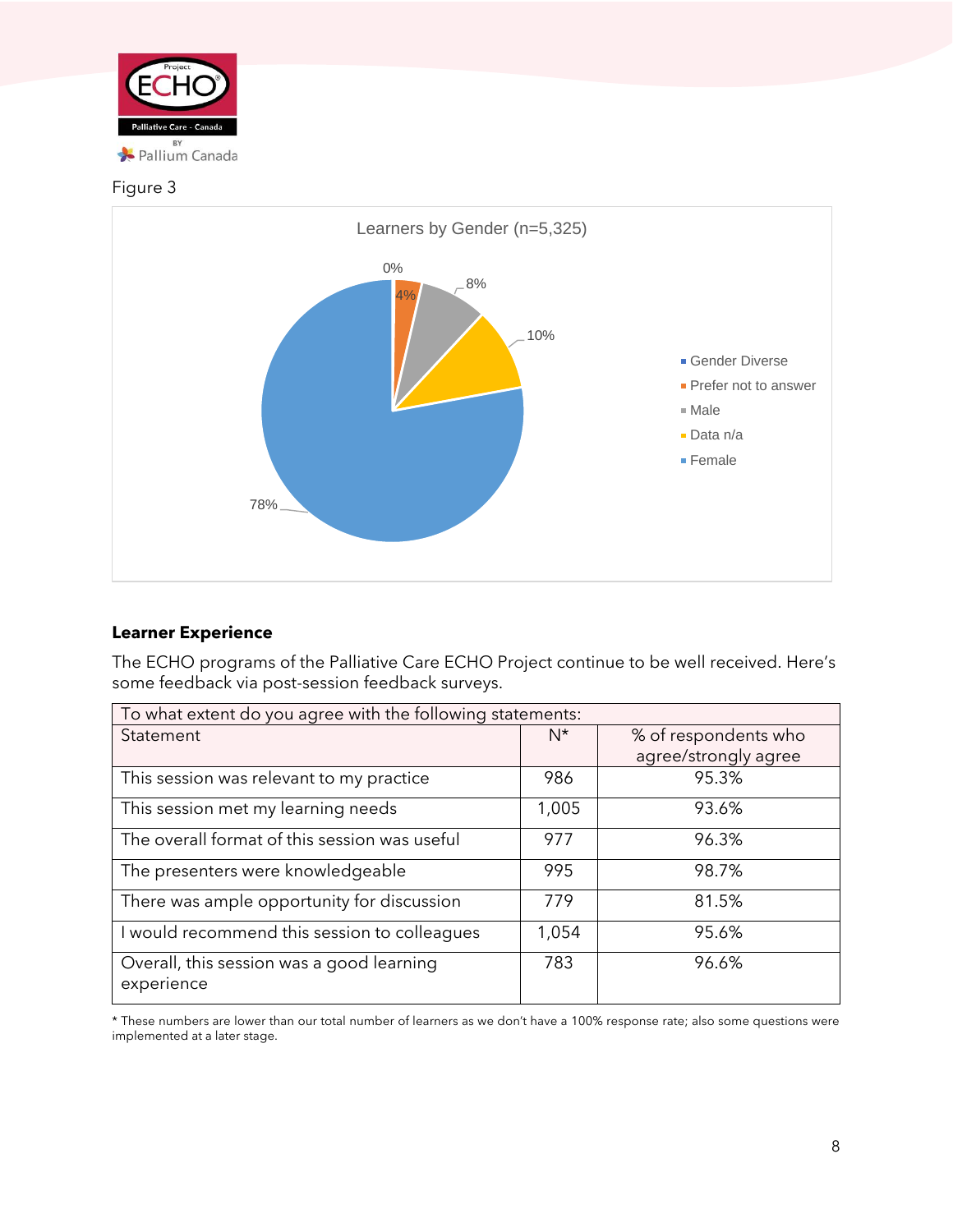Figure 3

Learners by Gender (n=5,325)

- Gender Diverse: 0%
- Prefer not to answer: 4%
- Male: 8%
- Data n/a: 10%
- Female: 78%

## Learner Experience

The ECHO programs of the Palliative Care ECHO Project continue to be well received. Here's some feedback via post-session feedback surveys.

| To what extent do you agree with the following statements: | | |
|---|---|---|
| Statement | N* | % of respondents who agree/strongly agree |
| This session was relevant to my practice | 986 | 95.3% |
| This session met my learning needs | 1,005 | 93.6% |
| The overall format of this session was useful | 977 | 96.3% |
| The presenters were knowledgeable | 995 | 98.7% |
| There was ample opportunity for discussion | 779 | 81.5% |
| I would recommend this session to colleagues | 1,054 | 95.6% |
| Overall, this session was a good learning experience | 783 | 96.6% |

* These numbers are lower than our total number of learners as we don't have a 100% response rate; also some questions were implemented at a later stage.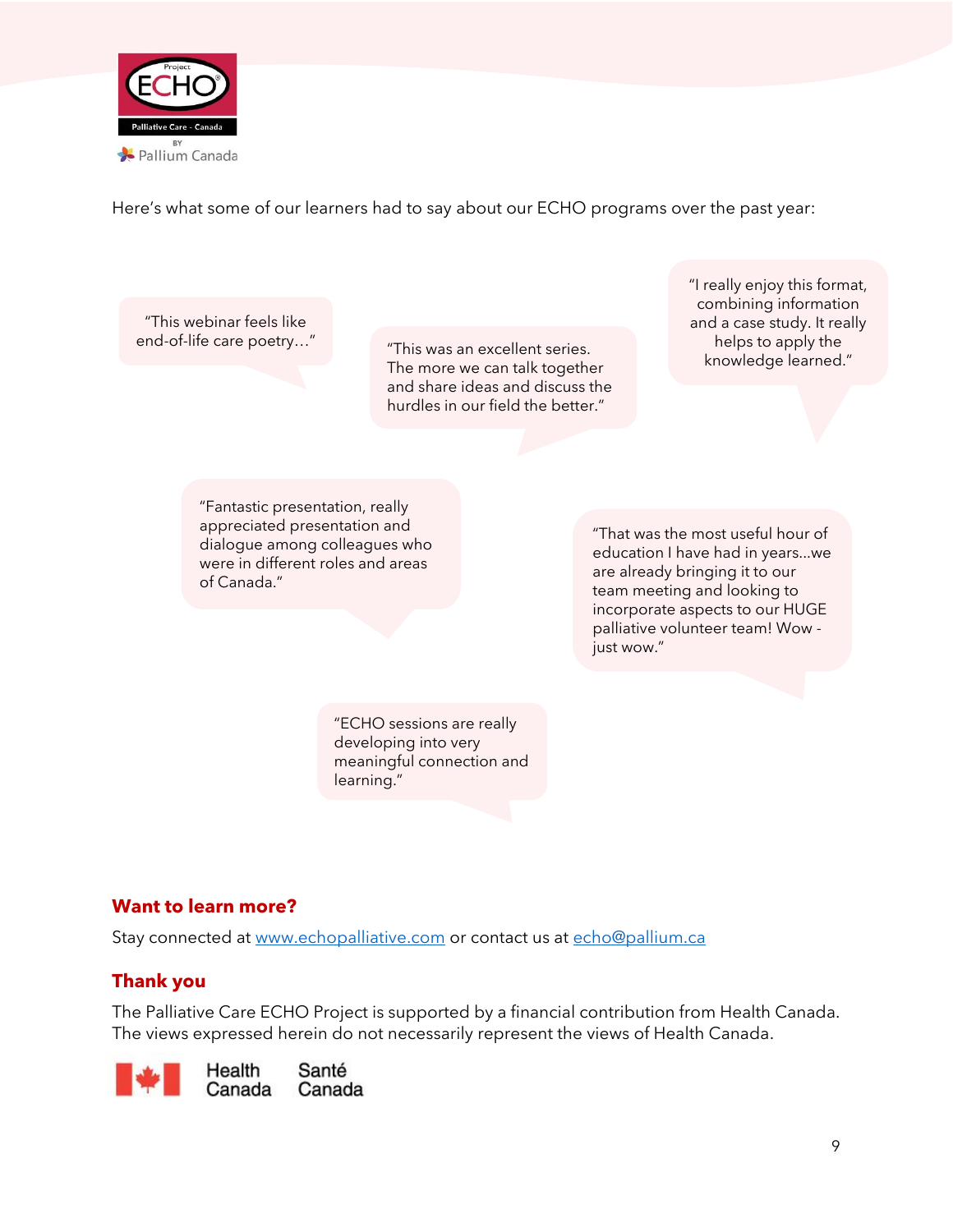Here's what some of our learners had to say about our ECHO programs over the past year:

"This webinar feels like end-of-life care poetry…"

"This was an excellent series. The more we can talk together and share ideas and discuss the hurdles in our field the better."

"I really enjoy this format, combining information and a case study. It really helps to apply the knowledge learned."

"Fantastic presentation, really appreciated presentation and dialogue among colleagues who were in different roles and areas of Canada."

"That was the most useful hour of education I have had in years…we are already bringing it to our team meeting and looking to incorporate aspects to our HUGE palliative volunteer team! Wow - just wow."

"ECHO sessions are really developing into very meaningful connection and learning."

## Want to learn more?

Stay connected at [www.echopalliative.com](http://www.echopalliative.com) or contact us at [echo@pallium.ca](mailto:echo@pallium.ca)

## Thank you

The Palliative Care ECHO Project is supported by a financial contribution from Health Canada. The views expressed herein do not necessarily represent the views of Health Canada.

Health Canada Santé Canada